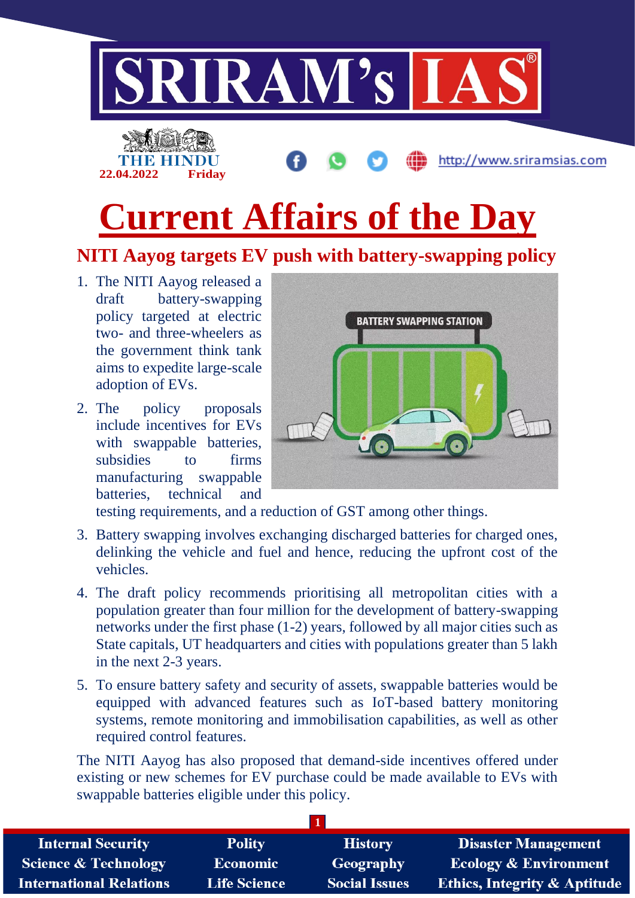# Current Affairs of the Day

## NITI Aayog targets EV push with battery-swapping policy

1. The NITI Aayog released a draft battery-swapping policy targeted at electric two- and three-wheelers as the government think tank aims to expedite large-scale adoption of EVs.
2. The policy proposals include incentives for EVs with swappable batteries, subsidies to firms manufacturing swappable batteries, technical and testing requirements, and a reduction of GST among other things.
3. Battery swapping involves exchanging discharged batteries for charged ones, delinking the vehicle and fuel and hence, reducing the upfront cost of the vehicles.
4. The draft policy recommends prioritising all metropolitan cities with a population greater than four million for the development of battery-swapping networks under the first phase (1-2) years, followed by all major cities such as State capitals, UT headquarters and cities with populations greater than 5 lakh in the next 2-3 years.
5. To ensure battery safety and security of assets, swappable batteries would be equipped with advanced features such as IoT-based battery monitoring systems, remote monitoring and immobilisation capabilities, as well as other required control features.

The NITI Aayog has also proposed that demand-side incentives offered under existing or new schemes for EV purchase could be made available to EVs with swappable batteries eligible under this policy.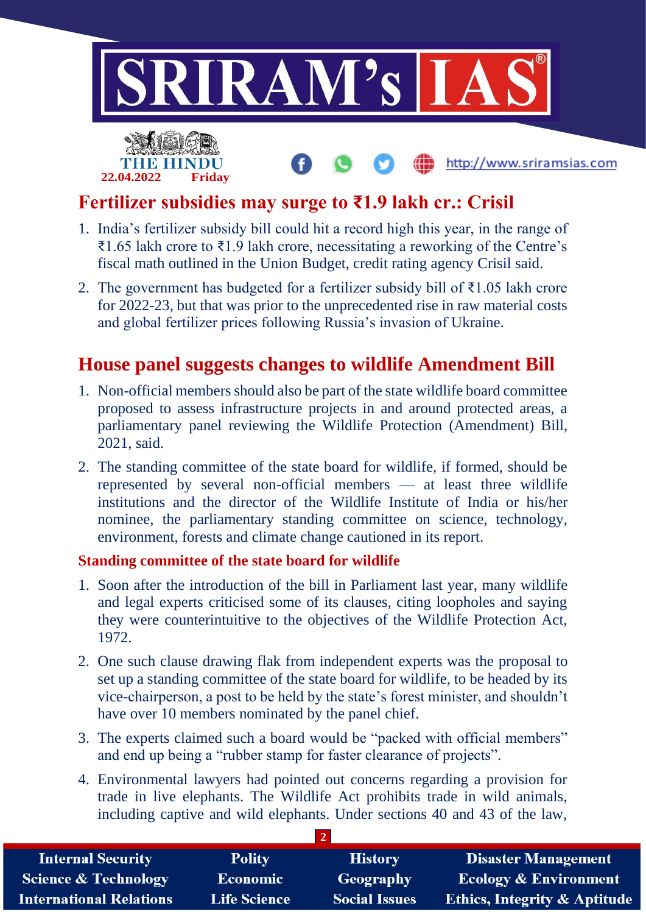## Fertilizer subsidies may surge to ₹1.9 lakh cr.: Crisil

1. India's fertilizer subsidy bill could hit a record high this year, in the range of ₹1.65 lakh crore to ₹1.9 lakh crore, necessitating a reworking of the Centre's fiscal math outlined in the Union Budget, credit rating agency Crisil said.
2. The government has budgeted for a fertilizer subsidy bill of ₹1.05 lakh crore for 2022-23, but that was prior to the unprecedented rise in raw material costs and global fertilizer prices following Russia's invasion of Ukraine.

## House panel suggests changes to wildlife Amendment Bill

1. Non-official members should also be part of the state wildlife board committee proposed to assess infrastructure projects in and around protected areas, a parliamentary panel reviewing the Wildlife Protection (Amendment) Bill, 2021, said.
2. The standing committee of the state board for wildlife, if formed, should be represented by several non-official members — at least three wildlife institutions and the director of the Wildlife Institute of India or his/her nominee, the parliamentary standing committee on science, technology, environment, forests and climate change cautioned in its report.

### Standing committee of the state board for wildlife

1. Soon after the introduction of the bill in Parliament last year, many wildlife and legal experts criticised some of its clauses, citing loopholes and saying they were counterintuitive to the objectives of the Wildlife Protection Act, 1972.
2. One such clause drawing flak from independent experts was the proposal to set up a standing committee of the state board for wildlife, to be headed by its vice-chairperson, a post to be held by the state's forest minister, and shouldn't have over 10 members nominated by the panel chief.
3. The experts claimed such a board would be "packed with official members" and end up being a "rubber stamp for faster clearance of projects".
4. Environmental lawyers had pointed out concerns regarding a provision for trade in live elephants. The Wildlife Act prohibits trade in wild animals, including captive and wild elephants. Under sections 40 and 43 of the law,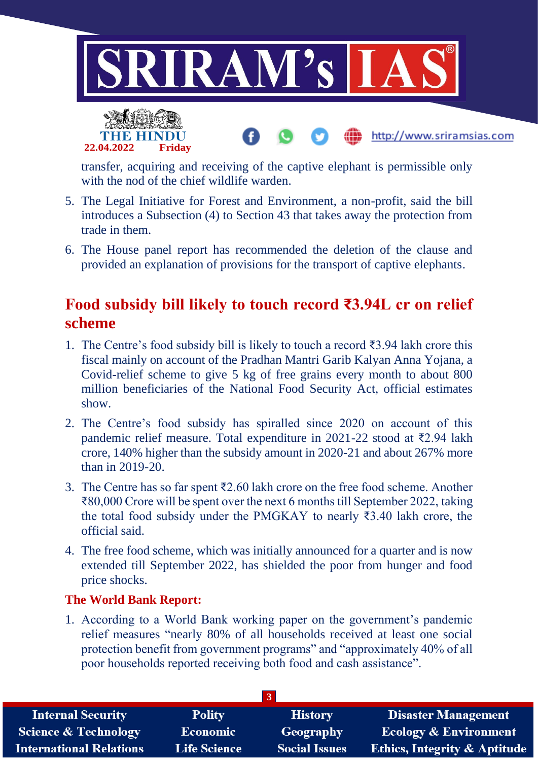transfer, acquiring and receiving of the captive elephant is permissible only with the nod of the chief wildlife warden.

5. The Legal Initiative for Forest and Environment, a non-profit, said the bill introduces a Subsection (4) to Section 43 that takes away the protection from trade in them.
6. The House panel report has recommended the deletion of the clause and provided an explanation of provisions for the transport of captive elephants.

## Food subsidy bill likely to touch record ₹3.94L cr on relief scheme

1. The Centre's food subsidy bill is likely to touch a record ₹3.94 lakh crore this fiscal mainly on account of the Pradhan Mantri Garib Kalyan Anna Yojana, a Covid-relief scheme to give 5 kg of free grains every month to about 800 million beneficiaries of the National Food Security Act, official estimates show.
2. The Centre's food subsidy has spiralled since 2020 on account of this pandemic relief measure. Total expenditure in 2021-22 stood at ₹2.94 lakh crore, 140% higher than the subsidy amount in 2020-21 and about 267% more than in 2019-20.
3. The Centre has so far spent ₹2.60 lakh crore on the free food scheme. Another ₹80,000 Crore will be spent over the next 6 months till September 2022, taking the total food subsidy under the PMGKAY to nearly ₹3.40 lakh crore, the official said.
4. The free food scheme, which was initially announced for a quarter and is now extended till September 2022, has shielded the poor from hunger and food price shocks.

### The World Bank Report:

1. According to a World Bank working paper on the government's pandemic relief measures "nearly 80% of all households received at least one social protection benefit from government programs" and "approximately 40% of all poor households reported receiving both food and cash assistance".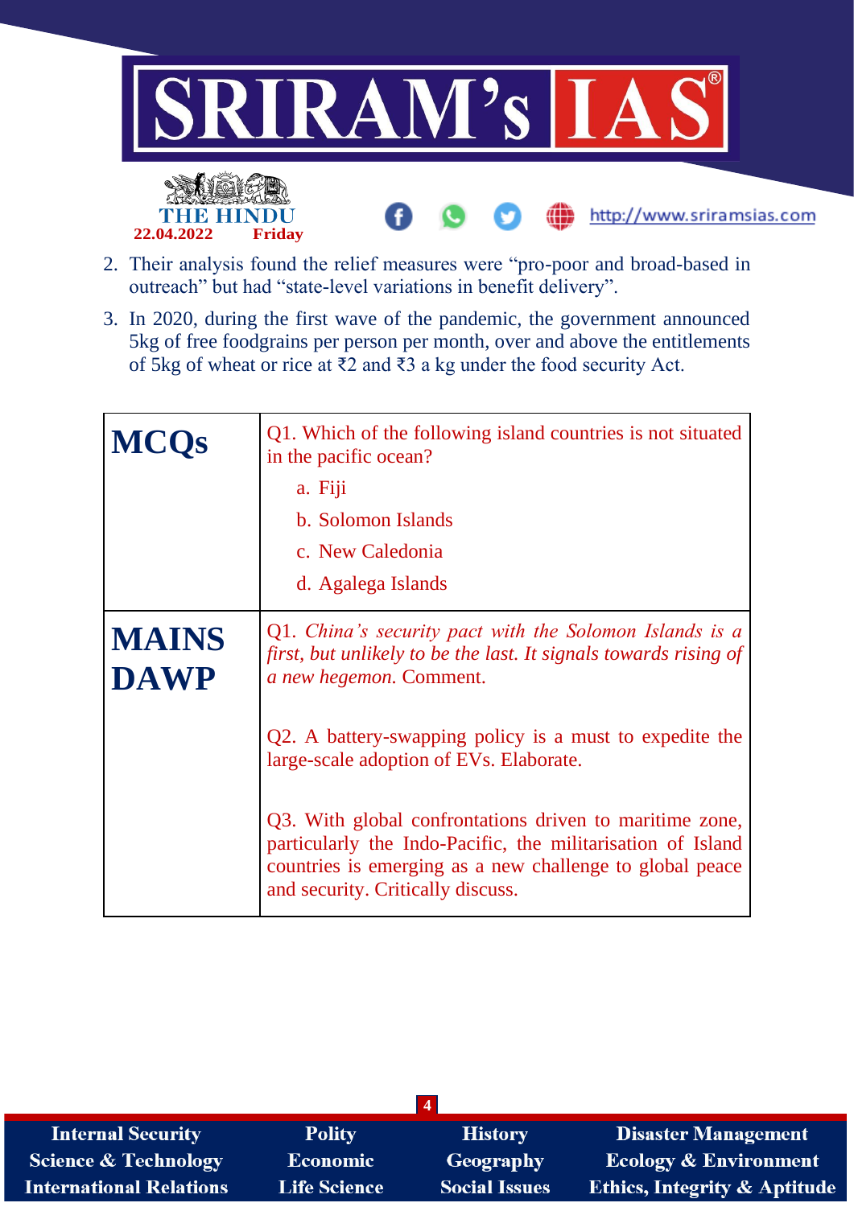2. Their analysis found the relief measures were "pro-poor and broad-based in outreach" but had "state-level variations in benefit delivery".
3. In 2020, during the first wave of the pandemic, the government announced 5kg of free foodgrains per person per month, over and above the entitlements of 5kg of wheat or rice at ₹2 and ₹3 a kg under the food security Act.

| | |
|---|---|
| **MCQs** | Q1. Which of the following island countries is not situated in the pacific ocean?<br>a. Fiji<br>b. Solomon Islands<br>c. New Caledonia<br>d. Agalega Islands |
| **MAINS DAWP** | Q1. *China's security pact with the Solomon Islands is a first, but unlikely to be the last. It signals towards rising of a new hegemon.* Comment.<br><br>Q2. A battery-swapping policy is a must to expedite the large-scale adoption of EVs. Elaborate.<br><br>Q3. With global confrontations driven to maritime zone, particularly the Indo-Pacific, the militarisation of Island countries is emerging as a new challenge to global peace and security. Critically discuss. |